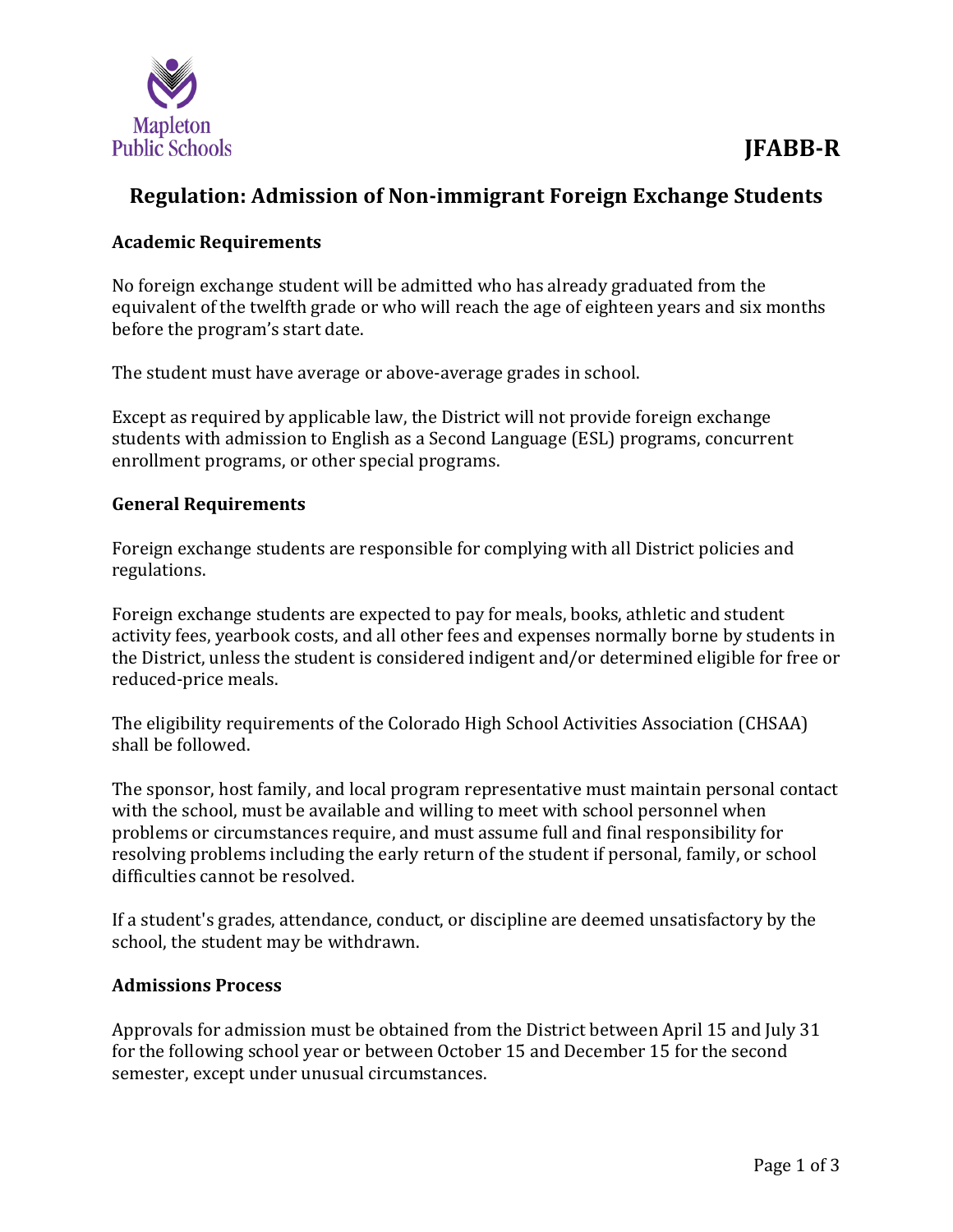Mapleton Public Schools

**JFABB-R**

# Regulation: Admission of Non-immigrant Foreign Exchange Students

## Academic Requirements

No foreign exchange student will be admitted who has already graduated from the equivalent of the twelfth grade or who will reach the age of eighteen years and six months before the program's start date.

The student must have average or above-average grades in school.

Except as required by applicable law, the District will not provide foreign exchange students with admission to English as a Second Language (ESL) programs, concurrent enrollment programs, or other special programs.

## General Requirements

Foreign exchange students are responsible for complying with all District policies and regulations.

Foreign exchange students are expected to pay for meals, books, athletic and student activity fees, yearbook costs, and all other fees and expenses normally borne by students in the District, unless the student is considered indigent and/or determined eligible for free or reduced-price meals.

The eligibility requirements of the Colorado High School Activities Association (CHSAA) shall be followed.

The sponsor, host family, and local program representative must maintain personal contact with the school, must be available and willing to meet with school personnel when problems or circumstances require, and must assume full and final responsibility for resolving problems including the early return of the student if personal, family, or school difficulties cannot be resolved.

If a student's grades, attendance, conduct, or discipline are deemed unsatisfactory by the school, the student may be withdrawn.

## Admissions Process

Approvals for admission must be obtained from the District between April 15 and July 31 for the following school year or between October 15 and December 15 for the second semester, except under unusual circumstances.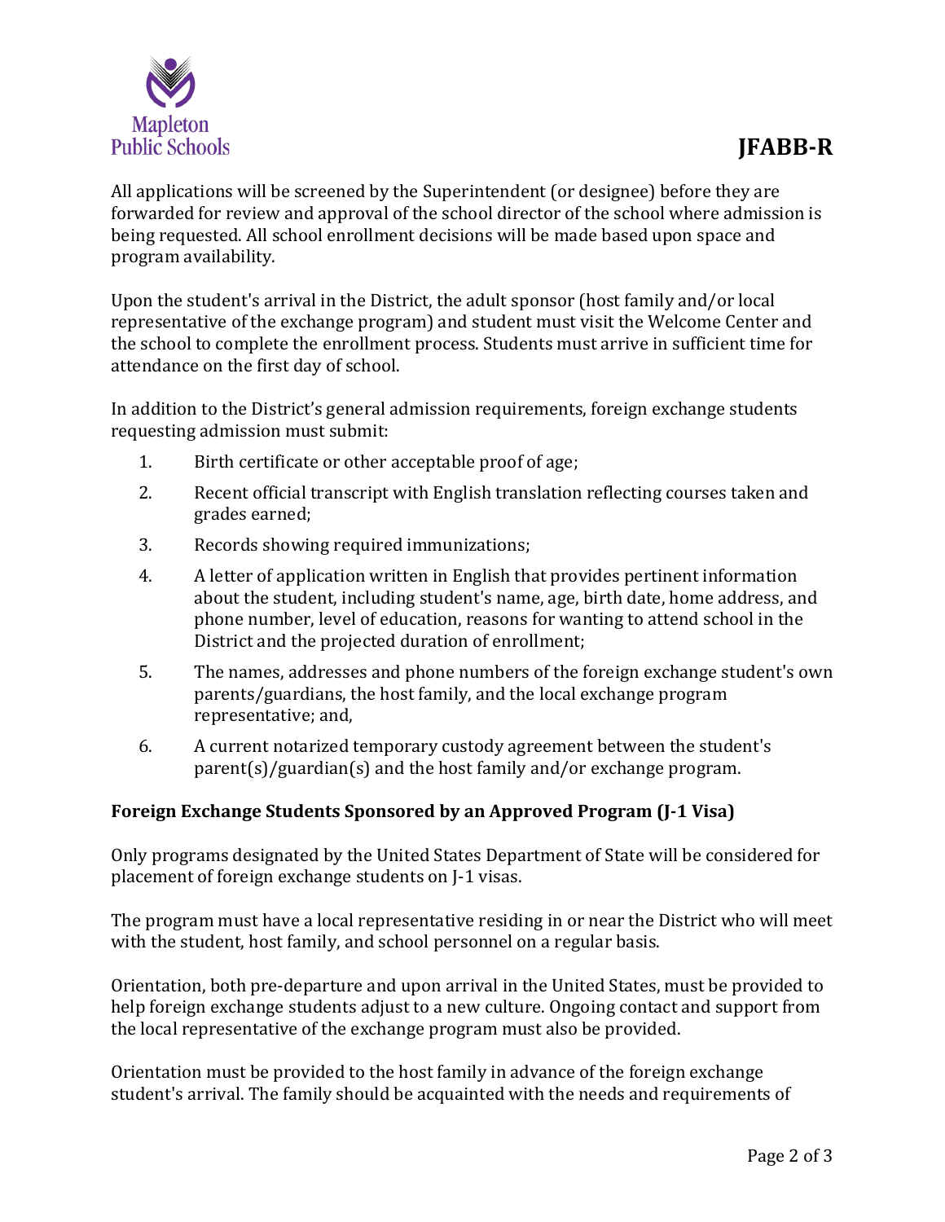All applications will be screened by the Superintendent (or designee) before they are forwarded for review and approval of the school director of the school where admission is being requested. All school enrollment decisions will be made based upon space and program availability.

Upon the student's arrival in the District, the adult sponsor (host family and/or local representative of the exchange program) and student must visit the Welcome Center and the school to complete the enrollment process. Students must arrive in sufficient time for attendance on the first day of school.

In addition to the District's general admission requirements, foreign exchange students requesting admission must submit:

1. Birth certificate or other acceptable proof of age;
2. Recent official transcript with English translation reflecting courses taken and grades earned;
3. Records showing required immunizations;
4. A letter of application written in English that provides pertinent information about the student, including student's name, age, birth date, home address, and phone number, level of education, reasons for wanting to attend school in the District and the projected duration of enrollment;
5. The names, addresses and phone numbers of the foreign exchange student's own parents/guardians, the host family, and the local exchange program representative; and,
6. A current notarized temporary custody agreement between the student's parent(s)/guardian(s) and the host family and/or exchange program.

**Foreign Exchange Students Sponsored by an Approved Program (J-1 Visa)**

Only programs designated by the United States Department of State will be considered for placement of foreign exchange students on J-1 visas.

The program must have a local representative residing in or near the District who will meet with the student, host family, and school personnel on a regular basis.

Orientation, both pre-departure and upon arrival in the United States, must be provided to help foreign exchange students adjust to a new culture. Ongoing contact and support from the local representative of the exchange program must also be provided.

Orientation must be provided to the host family in advance of the foreign exchange student's arrival. The family should be acquainted with the needs and requirements of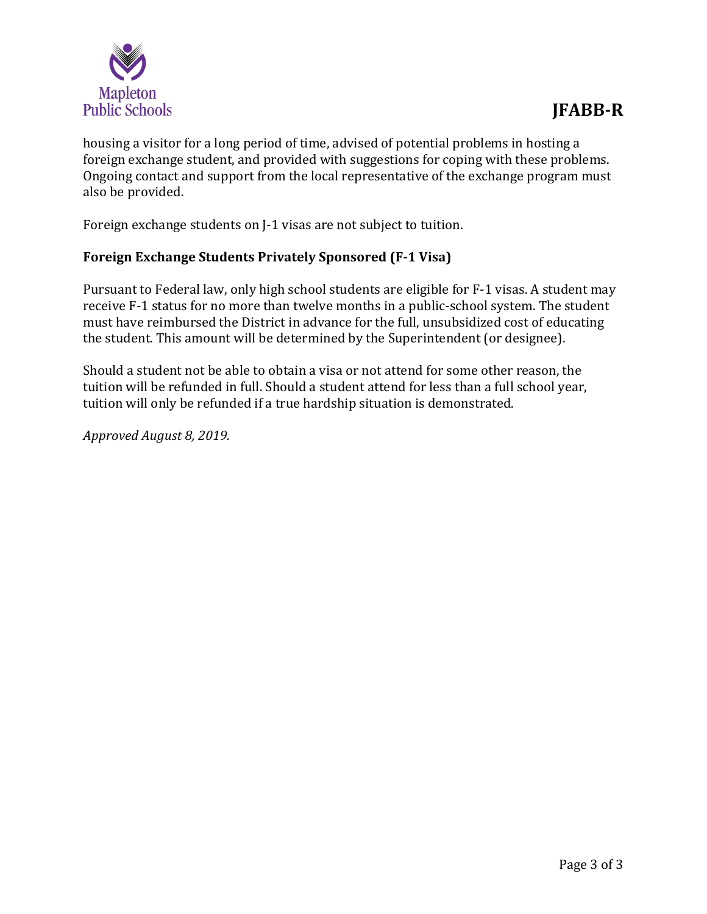housing a visitor for a long period of time, advised of potential problems in hosting a foreign exchange student, and provided with suggestions for coping with these problems. Ongoing contact and support from the local representative of the exchange program must also be provided.

Foreign exchange students on J-1 visas are not subject to tuition.

**Foreign Exchange Students Privately Sponsored (F-1 Visa)**

Pursuant to Federal law, only high school students are eligible for F-1 visas. A student may receive F-1 status for no more than twelve months in a public-school system. The student must have reimbursed the District in advance for the full, unsubsidized cost of educating the student. This amount will be determined by the Superintendent (or designee).

Should a student not be able to obtain a visa or not attend for some other reason, the tuition will be refunded in full. Should a student attend for less than a full school year, tuition will only be refunded if a true hardship situation is demonstrated.

*Approved August 8, 2019.*